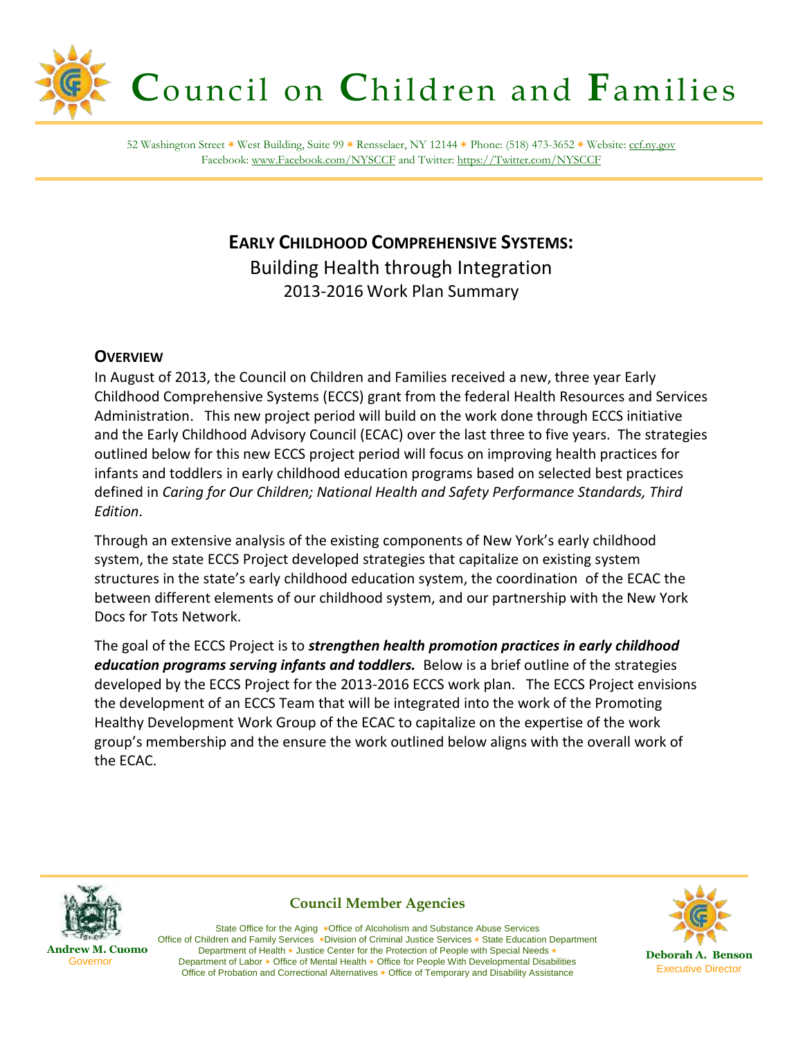# Council on Children and Families

52 Washington Street * West Building, Suite 99 * Rensselaer, NY 12144 * Phone: (518) 473-3652 * Website: ccf.ny.gov
Facebook: www.Facebook.com/NYSCCF and Twitter: https://Twitter.com/NYSCCF

## EARLY CHILDHOOD COMPREHENSIVE SYSTEMS:

Building Health through Integration
2013-2016 Work Plan Summary

### OVERVIEW

In August of 2013, the Council on Children and Families received a new, three year Early Childhood Comprehensive Systems (ECCS) grant from the federal Health Resources and Services Administration. This new project period will build on the work done through ECCS initiative and the Early Childhood Advisory Council (ECAC) over the last three to five years. The strategies outlined below for this new ECCS project period will focus on improving health practices for infants and toddlers in early childhood education programs based on selected best practices defined in *Caring for Our Children; National Health and Safety Performance Standards, Third Edition*.

Through an extensive analysis of the existing components of New York's early childhood system, the state ECCS Project developed strategies that capitalize on existing system structures in the state's early childhood education system, the coordination of the ECAC the between different elements of our childhood system, and our partnership with the New York Docs for Tots Network.

The goal of the ECCS Project is to ***strengthen health promotion practices in early childhood education programs serving infants and toddlers.*** Below is a brief outline of the strategies developed by the ECCS Project for the 2013-2016 ECCS work plan. The ECCS Project envisions the development of an ECCS Team that will be integrated into the work of the Promoting Healthy Development Work Group of the ECAC to capitalize on the expertise of the work group's membership and the ensure the work outlined below aligns with the overall work of the ECAC.

**Council Member Agencies**

State Office for the Aging * Office of Alcoholism and Substance Abuse Services
Office of Children and Family Services * Division of Criminal Justice Services * State Education Department
Department of Health * Justice Center for the Protection of People with Special Needs *
Department of Labor * Office of Mental Health * Office for People With Developmental Disabilities
Office of Probation and Correctional Alternatives * Office of Temporary and Disability Assistance

**Andrew M. Cuomo**
Governor

**Deborah A. Benson**
Executive Director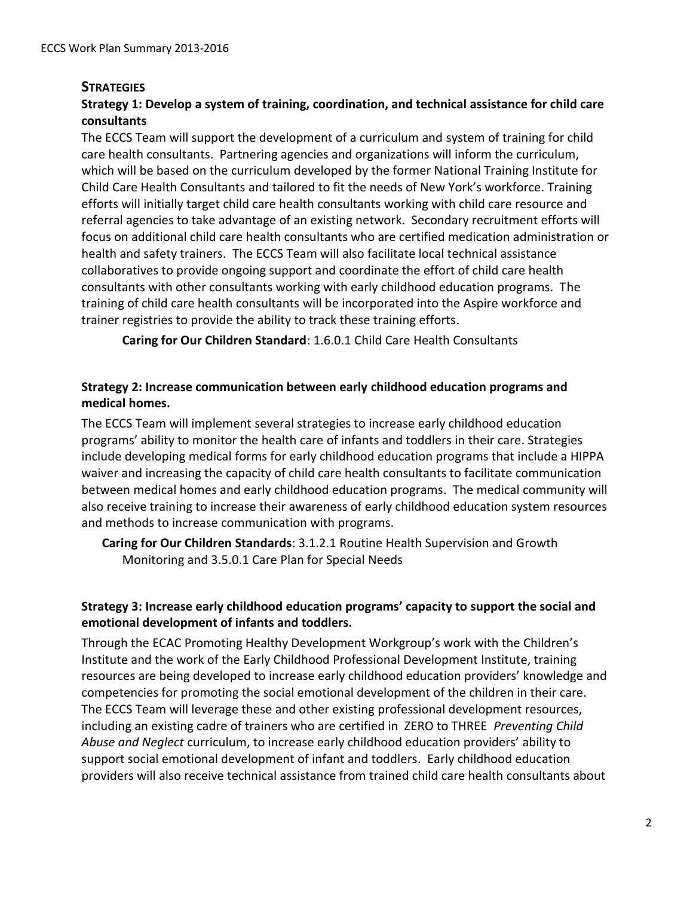## STRATEGIES

### Strategy 1: Develop a system of training, coordination, and technical assistance for child care consultants

The ECCS Team will support the development of a curriculum and system of training for child care health consultants. Partnering agencies and organizations will inform the curriculum, which will be based on the curriculum developed by the former National Training Institute for Child Care Health Consultants and tailored to fit the needs of New York's workforce. Training efforts will initially target child care health consultants working with child care resource and referral agencies to take advantage of an existing network. Secondary recruitment efforts will focus on additional child care health consultants who are certified medication administration or health and safety trainers. The ECCS Team will also facilitate local technical assistance collaboratives to provide ongoing support and coordinate the effort of child care health consultants with other consultants working with early childhood education programs. The training of child care health consultants will be incorporated into the Aspire workforce and trainer registries to provide the ability to track these training efforts.

**Caring for Our Children Standard**: 1.6.0.1 Child Care Health Consultants

### Strategy 2: Increase communication between early childhood education programs and medical homes.

The ECCS Team will implement several strategies to increase early childhood education programs' ability to monitor the health care of infants and toddlers in their care. Strategies include developing medical forms for early childhood education programs that include a HIPPA waiver and increasing the capacity of child care health consultants to facilitate communication between medical homes and early childhood education programs. The medical community will also receive training to increase their awareness of early childhood education system resources and methods to increase communication with programs.

**Caring for Our Children Standards**: 3.1.2.1 Routine Health Supervision and Growth Monitoring and 3.5.0.1 Care Plan for Special Needs

### Strategy 3: Increase early childhood education programs' capacity to support the social and emotional development of infants and toddlers.

Through the ECAC Promoting Healthy Development Workgroup's work with the Children's Institute and the work of the Early Childhood Professional Development Institute, training resources are being developed to increase early childhood education providers' knowledge and competencies for promoting the social emotional development of the children in their care. The ECCS Team will leverage these and other existing professional development resources, including an existing cadre of trainers who are certified in ZERO to THREE *Preventing Child Abuse and Neglect* curriculum, to increase early childhood education providers' ability to support social emotional development of infant and toddlers. Early childhood education providers will also receive technical assistance from trained child care health consultants about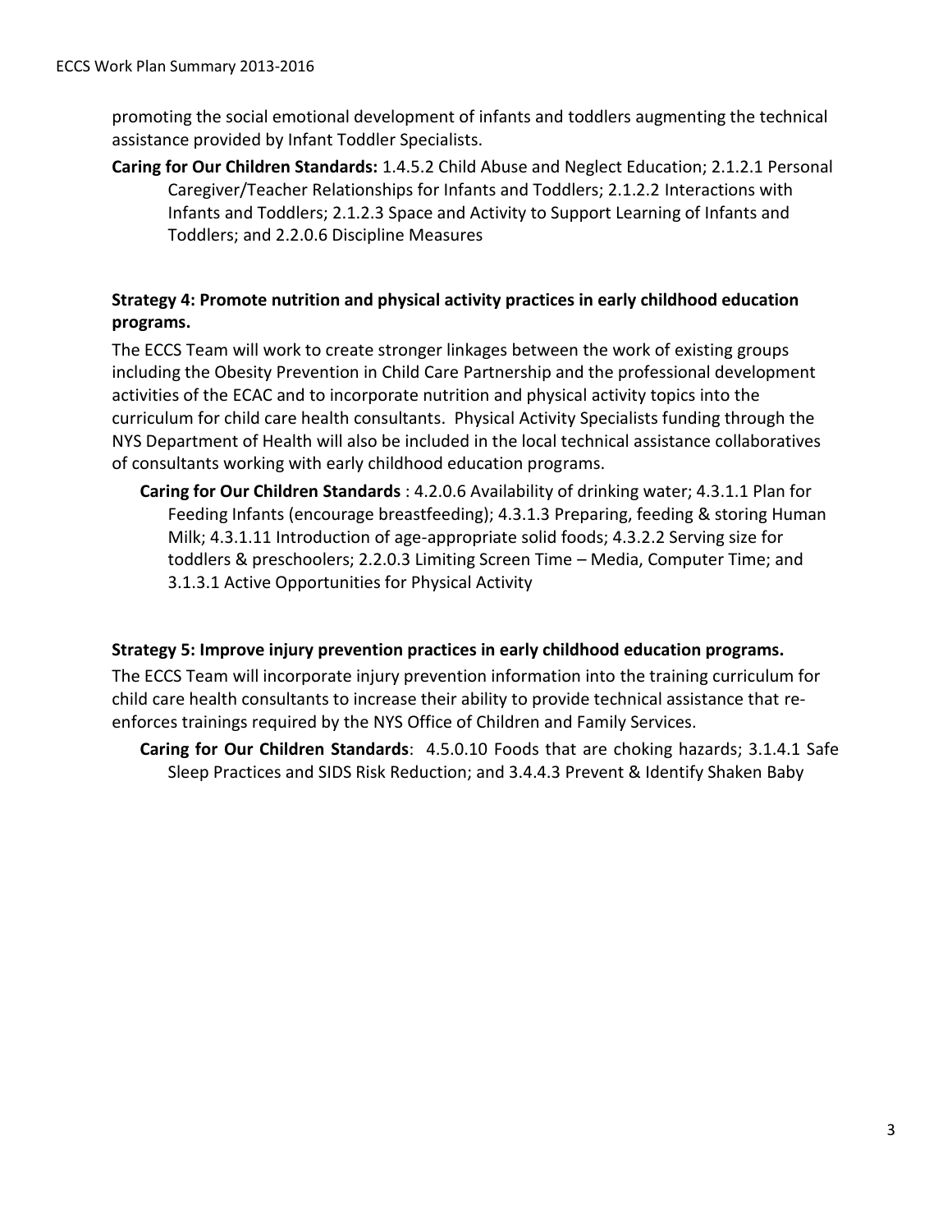promoting the social emotional development of infants and toddlers augmenting the technical assistance provided by Infant Toddler Specialists.

**Caring for Our Children Standards:** 1.4.5.2 Child Abuse and Neglect Education; 2.1.2.1 Personal Caregiver/Teacher Relationships for Infants and Toddlers; 2.1.2.2 Interactions with Infants and Toddlers; 2.1.2.3 Space and Activity to Support Learning of Infants and Toddlers; and 2.2.0.6 Discipline Measures

### Strategy 4: Promote nutrition and physical activity practices in early childhood education programs.

The ECCS Team will work to create stronger linkages between the work of existing groups including the Obesity Prevention in Child Care Partnership and the professional development activities of the ECAC and to incorporate nutrition and physical activity topics into the curriculum for child care health consultants. Physical Activity Specialists funding through the NYS Department of Health will also be included in the local technical assistance collaboratives of consultants working with early childhood education programs.

**Caring for Our Children Standards** : 4.2.0.6 Availability of drinking water; 4.3.1.1 Plan for Feeding Infants (encourage breastfeeding); 4.3.1.3 Preparing, feeding & storing Human Milk; 4.3.1.11 Introduction of age-appropriate solid foods; 4.3.2.2 Serving size for toddlers & preschoolers; 2.2.0.3 Limiting Screen Time – Media, Computer Time; and 3.1.3.1 Active Opportunities for Physical Activity

### Strategy 5: Improve injury prevention practices in early childhood education programs.

The ECCS Team will incorporate injury prevention information into the training curriculum for child care health consultants to increase their ability to provide technical assistance that re-enforces trainings required by the NYS Office of Children and Family Services.

**Caring for Our Children Standards**: 4.5.0.10 Foods that are choking hazards; 3.1.4.1 Safe Sleep Practices and SIDS Risk Reduction; and 3.4.4.3 Prevent & Identify Shaken Baby